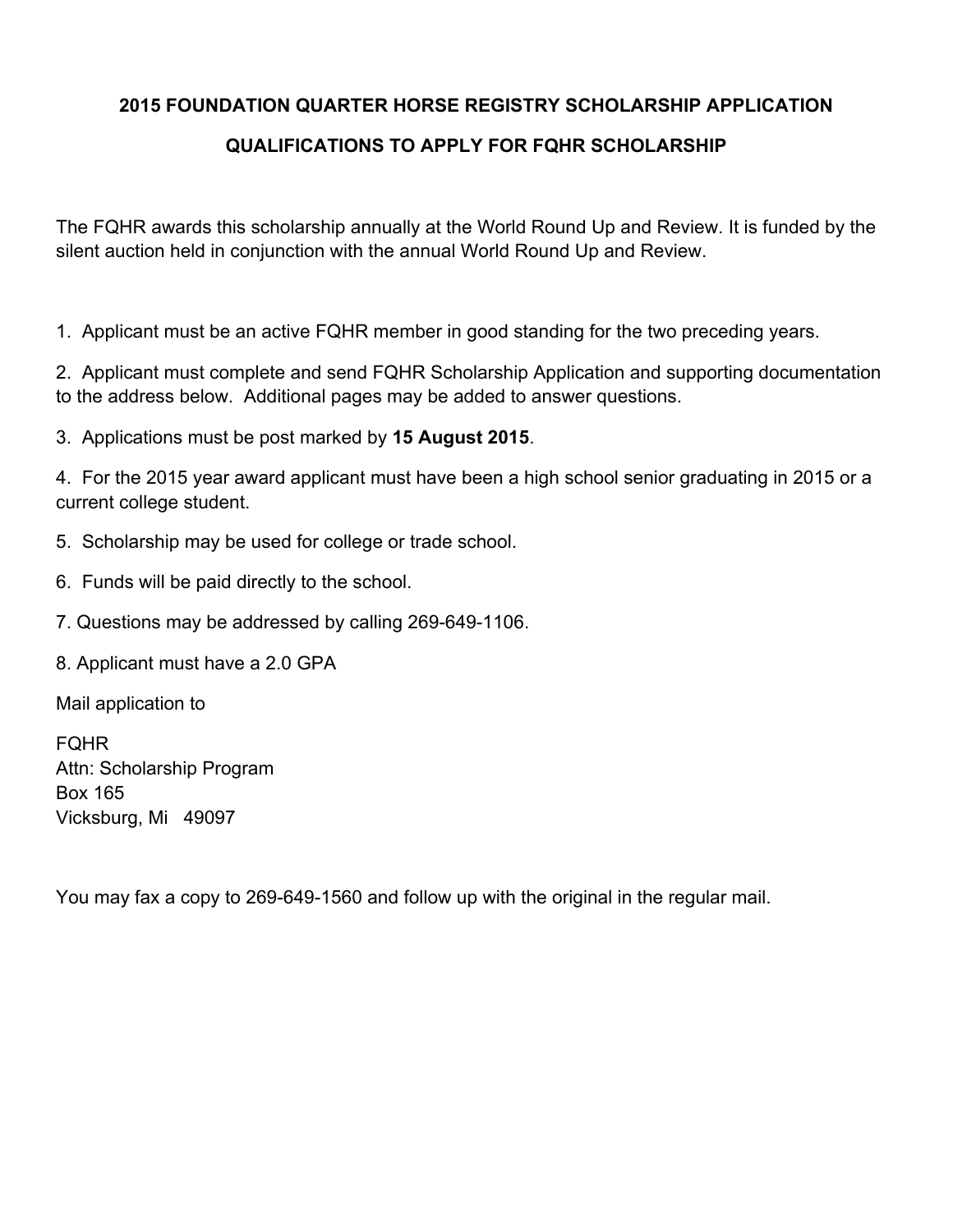## 2015 FOUNDATION QUARTER HORSE REGISTRY SCHOLARSHIP APPLICATION

## QUALIFICATIONS TO APPLY FOR FQHR SCHOLARSHIP

The FQHR awards this scholarship annually at the World Round Up and Review. It is funded by the silent auction held in conjunction with the annual World Round Up and Review.

1. Applicant must be an active FQHR member in good standing for the two preceding years.
2. Applicant must complete and send FQHR Scholarship Application and supporting documentation to the address below. Additional pages may be added to answer questions.
3. Applications must be post marked by **15 August 2015**.
4. For the 2015 year award applicant must have been a high school senior graduating in 2015 or a current college student.
5. Scholarship may be used for college or trade school.
6. Funds will be paid directly to the school.
7. Questions may be addressed by calling 269-649-1106.
8. Applicant must have a 2.0 GPA

Mail application to

FQHR
Attn: Scholarship Program
Box 165
Vicksburg, Mi 49097

You may fax a copy to 269-649-1560 and follow up with the original in the regular mail.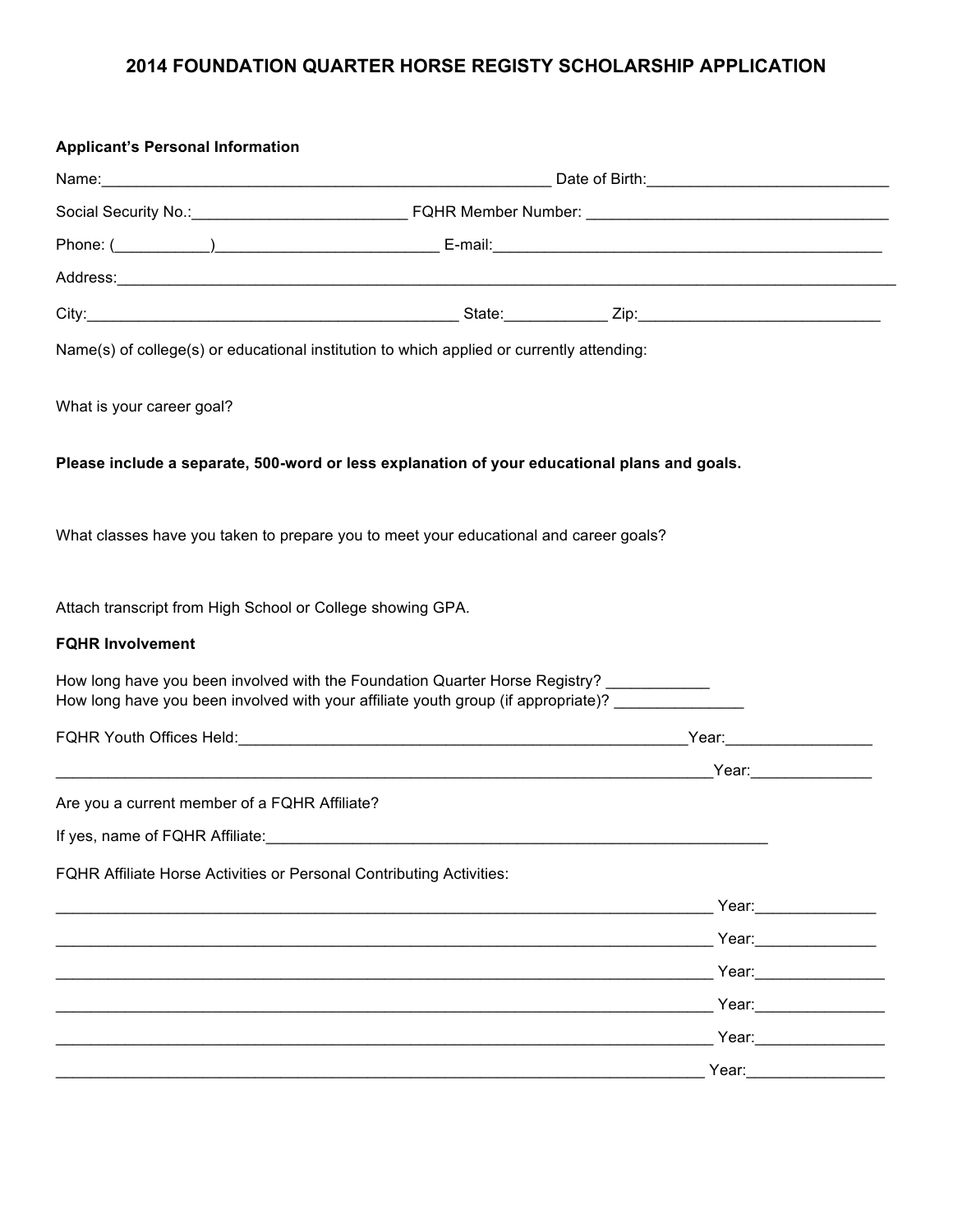# 2014 FOUNDATION QUARTER HORSE REGISTY SCHOLARSHIP APPLICATION

**Applicant's Personal Information**

Name:_____________________________________________________ Date of Birth:____________________________

Social Security No.:_________________________ FQHR Member Number: ___________________________________

Phone: (___________)__________________________ E-mail:_____________________________________________

Address:___________________________________________________________________________________________

City:____________________________________________ State:____________ Zip:____________________________

Name(s) of college(s) or educational institution to which applied or currently attending:

What is your career goal?

**Please include a separate, 500-word or less explanation of your educational plans and goals.**

What classes have you taken to prepare you to meet your educational and career goals?

Attach transcript from High School or College showing GPA.

**FQHR Involvement**

How long have you been involved with the Foundation Quarter Horse Registry? ____________
How long have you been involved with your affiliate youth group (if appropriate)? _______________

FQHR Youth Offices Held:______________________________________________________Year:_________________

______________________________________________________________________________Year:______________

Are you a current member of a FQHR Affiliate?

If yes, name of FQHR Affiliate:_____________________________________________________________

FQHR Affiliate Horse Activities or Personal Contributing Activities:

______________________________________________________________________________ Year:______________

______________________________________________________________________________ Year:______________

______________________________________________________________________________ Year:_______________

______________________________________________________________________________ Year:_______________

______________________________________________________________________________ Year:_______________

_____________________________________________________________________________ Year:________________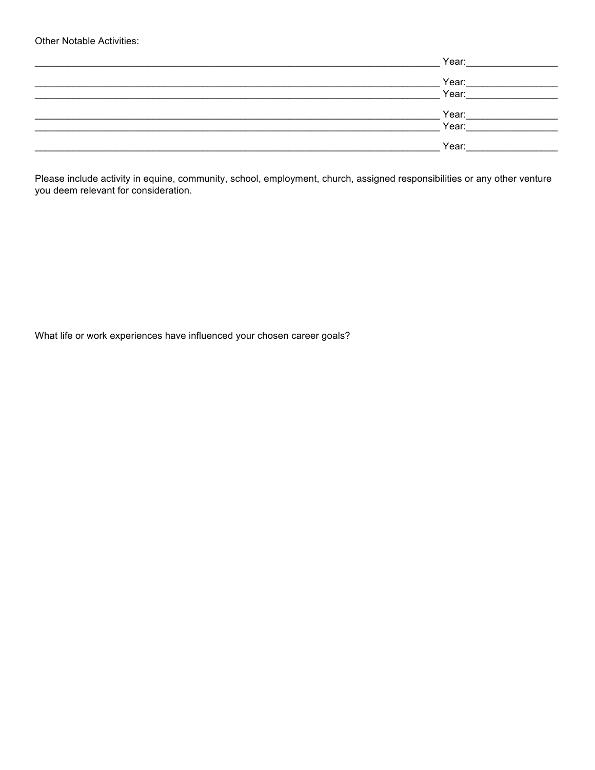Other Notable Activities:

______________________________________________________________________________ Year:_________________

______________________________________________________________________________ Year:_________________

______________________________________________________________________________ Year:_________________

______________________________________________________________________________ Year:_________________

______________________________________________________________________________ Year:_________________

______________________________________________________________________________ Year:_________________

Please include activity in equine, community, school, employment, church, assigned responsibilities or any other venture you deem relevant for consideration.

What life or work experiences have influenced your chosen career goals?